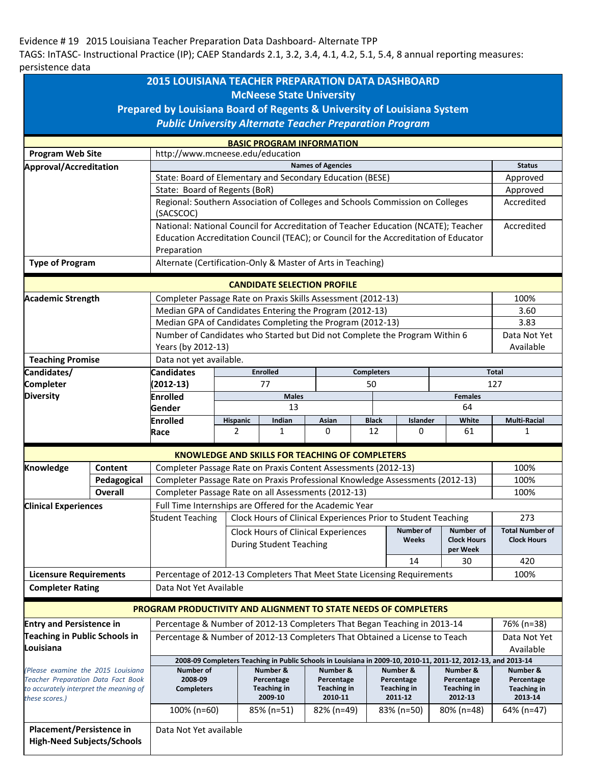Evidence # 19 2015 Louisiana Teacher Preparation Data Dashboard- Alternate TPP
TAGS: InTASC- Instructional Practice (IP); CAEP Standards 2.1, 3.2, 3.4, 4.1, 4.2, 5.1, 5.4, 8 annual reporting measures: persistence data

# 2015 LOUISIANA TEACHER PREPARATION DATA DASHBOARD
## McNeese State University
## Prepared by Louisiana Board of Regents & University of Louisiana System
### *Public University Alternate Teacher Preparation Program*

## BASIC PROGRAM INFORMATION

| | | |
|---|---|---|
| **Program Web Site** | http://www.mcneese.edu/education | |
| **Approval/Accreditation** | **Names of Agencies** | **Status** |
| | State: Board of Elementary and Secondary Education (BESE) | Approved |
| | State: Board of Regents (BoR) | Approved |
| | Regional: Southern Association of Colleges and Schools Commission on Colleges (SACSCOC) | Accredited |
| | National: National Council for Accreditation of Teacher Education (NCATE); Teacher Education Accreditation Council (TEAC); or Council for the Accreditation of Educator Preparation | Accredited |
| **Type of Program** | Alternate (Certification-Only & Master of Arts in Teaching) | |

## CANDIDATE SELECTION PROFILE

| | | |
|---|---|---|
| **Academic Strength** | Completer Passage Rate on Praxis Skills Assessment (2012-13) | 100% |
| | Median GPA of Candidates Entering the Program (2012-13) | 3.60 |
| | Median GPA of Candidates Completing the Program (2012-13) | 3.83 |
| | Number of Candidates who Started but Did not Complete the Program Within 6 Years (by 2012-13) | Data Not Yet Available |
| **Teaching Promise** | Data not yet available. | |

**Candidates/Completer Diversity**

| **Candidates (2012-13)** | Enrolled | Completers | Total |
|---|---|---|---|
| | 77 | 50 | 127 |

| **Enrolled Gender** | Males | Females |
|---|---|---|
| | 13 | 64 |

| **Enrolled Race** | Hispanic | Indian | Asian | Black | Islander | White | Multi-Racial |
|---|---|---|---|---|---|---|---|
| | 2 | 1 | 0 | 12 | 0 | 61 | 1 |

## KNOWLEDGE AND SKILLS FOR TEACHING OF COMPLETERS

| | | | |
|---|---|---|---|
| **Knowledge** | **Content** | Completer Passage Rate on Praxis Content Assessments (2012-13) | 100% |
| | **Pedagogical** | Completer Passage Rate on Praxis Professional Knowledge Assessments (2012-13) | 100% |
| | **Overall** | Completer Passage Rate on all Assessments (2012-13) | 100% |

**Clinical Experiences**

Full Time Internships are Offered for the Academic Year

| Student Teaching | | | | |
|---|---|---|---|---|
| Clock Hours of Clinical Experiences Prior to Student Teaching | | | 273 |
| Clock Hours of Clinical Experiences During Student Teaching | **Number of Weeks** | **Number of Clock Hours per Week** | **Total Number of Clock Hours** |
| | 14 | 30 | 420 |

| | | |
|---|---|---|
| **Licensure Requirements** | Percentage of 2012-13 Completers That Meet State Licensing Requirements | 100% |
| **Completer Rating** | Data Not Yet Available | |

## PROGRAM PRODUCTIVITY AND ALIGNMENT TO STATE NEEDS OF COMPLETERS

**Entry and Persistence in Teaching in Public Schools in Louisiana**

*(Please examine the 2015 Louisiana Teacher Preparation Data Fact Book to accurately interpret the meaning of these scores.)*

| | |
|---|---|
| Percentage & Number of 2012-13 Completers That Began Teaching in 2013-14 | 76% (n=38) |
| Percentage & Number of 2012-13 Completers That Obtained a License to Teach | Data Not Yet Available |

**2008-09 Completers Teaching in Public Schools in Louisiana in 2009-10, 2010-11, 2011-12, 2012-13, and 2013-14**

| Number of 2008-09 Completers | Number & Percentage Teaching in 2009-10 | Number & Percentage Teaching in 2010-11 | Number & Percentage Teaching in 2011-12 | Number & Percentage Teaching in 2012-13 | Number & Percentage Teaching in 2013-14 |
|---|---|---|---|---|---|
| 100% (n=60) | 85% (n=51) | 82% (n=49) | 83% (n=50) | 80% (n=48) | 64% (n=47) |

| | |
|---|---|
| **Placement/Persistence in High-Need Subjects/Schools** | Data Not Yet available |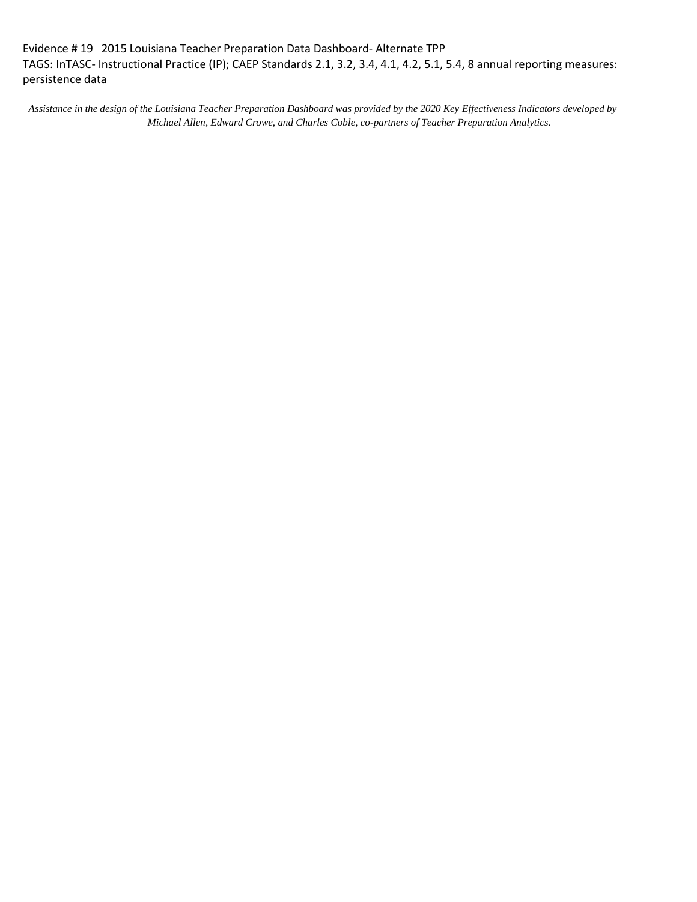Evidence # 19 2015 Louisiana Teacher Preparation Data Dashboard- Alternate TPP
TAGS: InTASC- Instructional Practice (IP); CAEP Standards 2.1, 3.2, 3.4, 4.1, 4.2, 5.1, 5.4, 8 annual reporting measures: persistence data

*Assistance in the design of the Louisiana Teacher Preparation Dashboard was provided by the 2020 Key Effectiveness Indicators developed by Michael Allen, Edward Crowe, and Charles Coble, co-partners of Teacher Preparation Analytics.*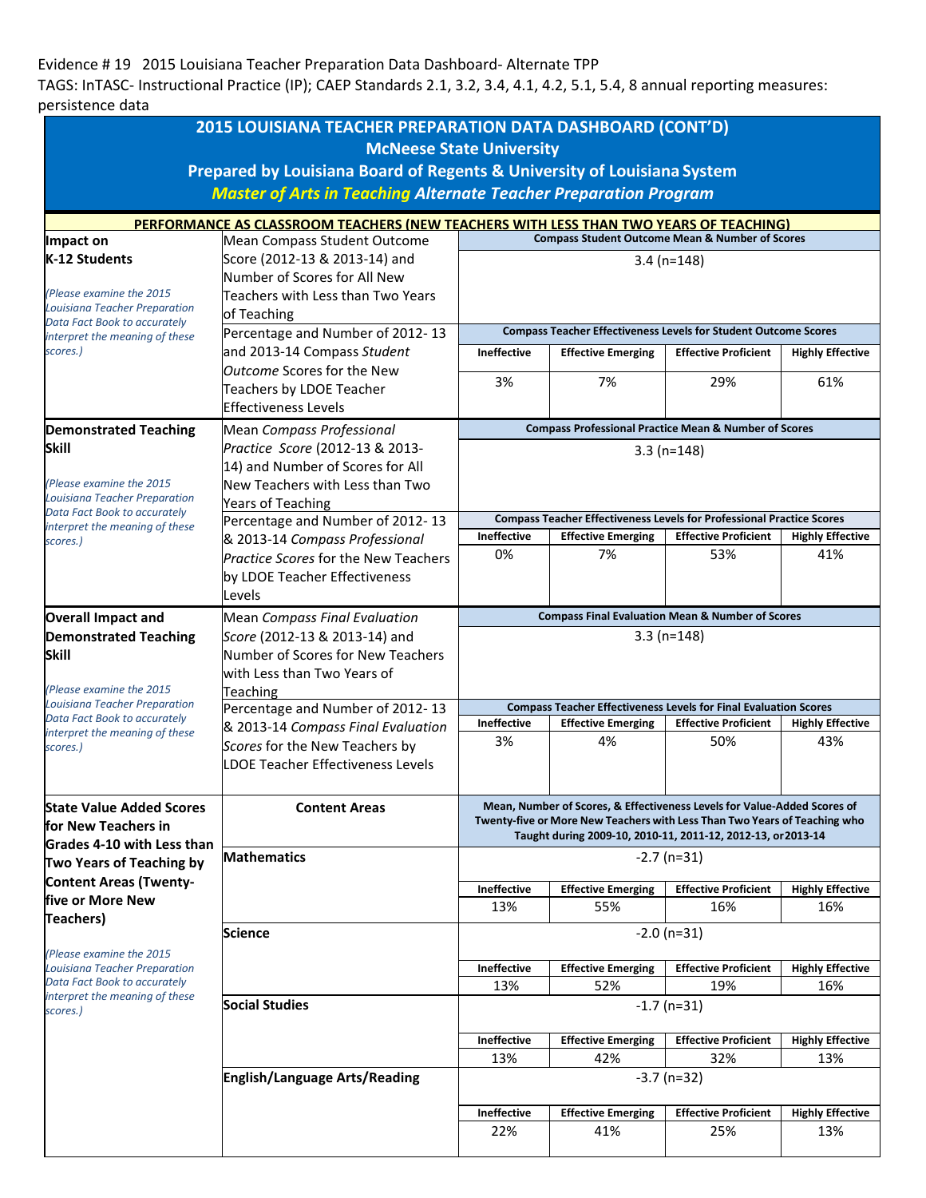Evidence # 19 2015 Louisiana Teacher Preparation Data Dashboard- Alternate TPP

TAGS: InTASC- Instructional Practice (IP); CAEP Standards 2.1, 3.2, 3.4, 4.1, 4.2, 5.1, 5.4, 8 annual reporting measures: persistence data

# 2015 LOUISIANA TEACHER PREPARATION DATA DASHBOARD (CONT'D)

## McNeese State University

## Prepared by Louisiana Board of Regents & University of Louisiana System

## *Master of Arts in Teaching* Alternate Teacher Preparation Program

**PERFORMANCE AS CLASSROOM TEACHERS (NEW TEACHERS WITH LESS THAN TWO YEARS OF TEACHING)**

| Category | Measure | | | | |
|---|---|---|---|---|---|
| **Impact on K-12 Students** *(Please examine the 2015 Louisiana Teacher Preparation Data Fact Book to accurately interpret the meaning of these scores.)* | Mean Compass Student Outcome Score (2012-13 & 2013-14) and Number of Scores for All New Teachers with Less than Two Years of Teaching | **Compass Student Outcome Mean & Number of Scores** | | | |
| | | 3.4 (n=148) | | | |
| | Percentage and Number of 2012- 13 and 2013-14 Compass *Student Outcome* Scores for the New Teachers by LDOE Teacher Effectiveness Levels | **Compass Teacher Effectiveness Levels for Student Outcome Scores** | | | |
| | | **Ineffective** | **Effective Emerging** | **Effective Proficient** | **Highly Effective** |
| | | 3% | 7% | 29% | 61% |
| **Demonstrated Teaching Skill** *(Please examine the 2015 Louisiana Teacher Preparation Data Fact Book to accurately interpret the meaning of these scores.)* | Mean *Compass Professional Practice Score* (2012-13 & 2013-14) and Number of Scores for All New Teachers with Less than Two Years of Teaching | **Compass Professional Practice Mean & Number of Scores** | | | |
| | | 3.3 (n=148) | | | |
| | Percentage and Number of 2012- 13 & 2013-14 *Compass Professional Practice Scores* for the New Teachers by LDOE Teacher Effectiveness Levels | **Compass Teacher Effectiveness Levels for Professional Practice Scores** | | | |
| | | **Ineffective** | **Effective Emerging** | **Effective Proficient** | **Highly Effective** |
| | | 0% | 7% | 53% | 41% |
| **Overall Impact and Demonstrated Teaching Skill** *(Please examine the 2015 Louisiana Teacher Preparation Data Fact Book to accurately interpret the meaning of these scores.)* | Mean *Compass Final Evaluation Score* (2012-13 & 2013-14) and Number of Scores for New Teachers with Less than Two Years of Teaching | **Compass Final Evaluation Mean & Number of Scores** | | | |
| | | 3.3 (n=148) | | | |
| | Percentage and Number of 2012- 13 & 2013-14 *Compass Final Evaluation Scores* for the New Teachers by LDOE Teacher Effectiveness Levels | **Compass Teacher Effectiveness Levels for Final Evaluation Scores** | | | |
| | | **Ineffective** | **Effective Emerging** | **Effective Proficient** | **Highly Effective** |
| | | 3% | 4% | 50% | 43% |
| **State Value Added Scores for New Teachers in Grades 4-10 with Less than Two Years of Teaching by Content Areas (Twenty-five or More New Teachers)** *(Please examine the 2015 Louisiana Teacher Preparation Data Fact Book to accurately interpret the meaning of these scores.)* | **Content Areas** | **Mean, Number of Scores, & Effectiveness Levels for Value-Added Scores of Twenty-five or More New Teachers with Less Than Two Years of Teaching who Taught during 2009-10, 2010-11, 2011-12, 2012-13, or 2013-14** | | | |
| | **Mathematics** | -2.7 (n=31) | | | |
| | | **Ineffective** | **Effective Emerging** | **Effective Proficient** | **Highly Effective** |
| | | 13% | 55% | 16% | 16% |
| | **Science** | -2.0 (n=31) | | | |
| | | **Ineffective** | **Effective Emerging** | **Effective Proficient** | **Highly Effective** |
| | | 13% | 52% | 19% | 16% |
| | **Social Studies** | -1.7 (n=31) | | | |
| | | **Ineffective** | **Effective Emerging** | **Effective Proficient** | **Highly Effective** |
| | | 13% | 42% | 32% | 13% |
| | **English/Language Arts/Reading** | -3.7 (n=32) | | | |
| | | **Ineffective** | **Effective Emerging** | **Effective Proficient** | **Highly Effective** |
| | | 22% | 41% | 25% | 13% |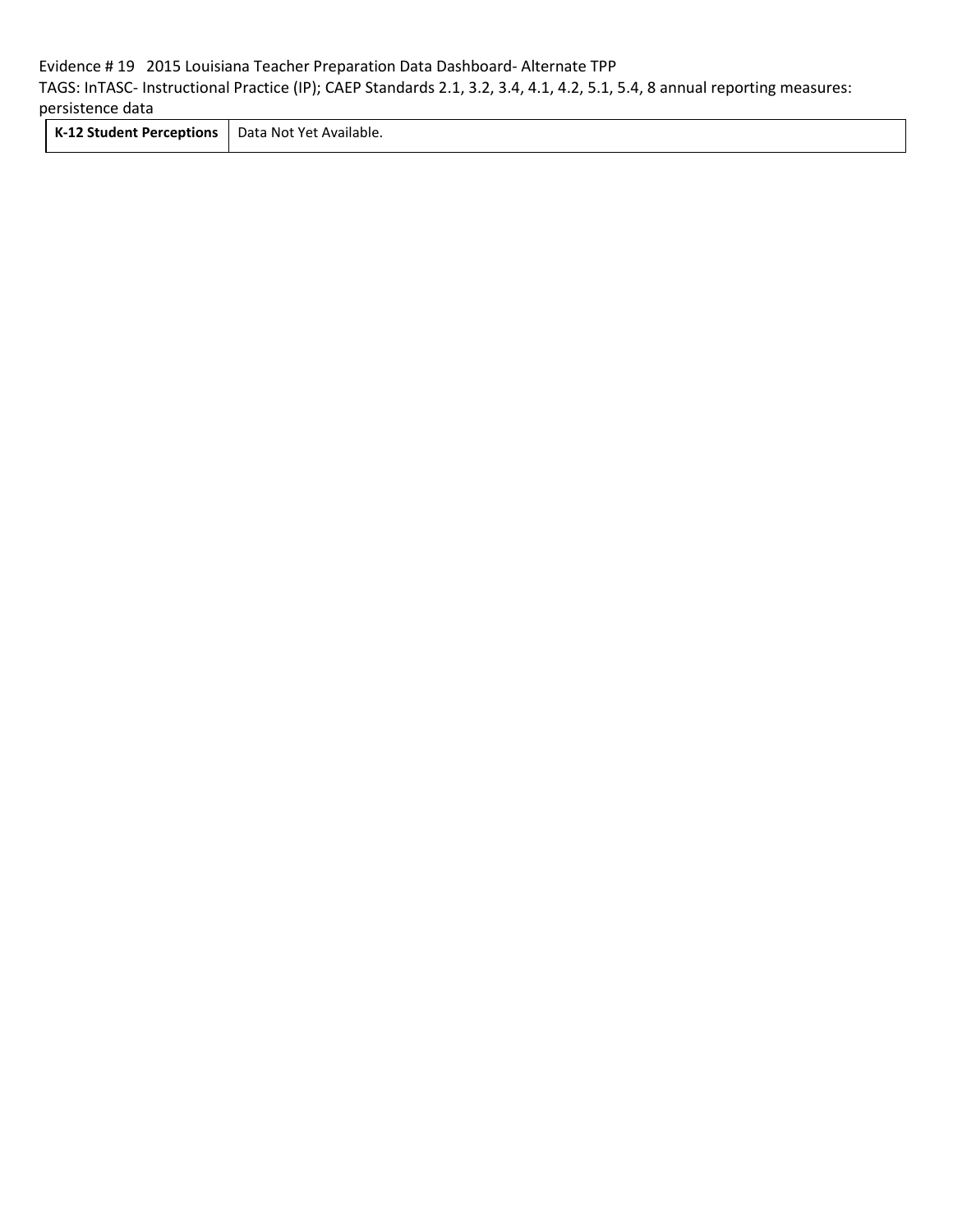Evidence # 19 2015 Louisiana Teacher Preparation Data Dashboard- Alternate TPP
TAGS: InTASC- Instructional Practice (IP); CAEP Standards 2.1, 3.2, 3.4, 4.1, 4.2, 5.1, 5.4, 8 annual reporting measures: persistence data

| **K-12 Student Perceptions** | Data Not Yet Available. |
|---|---|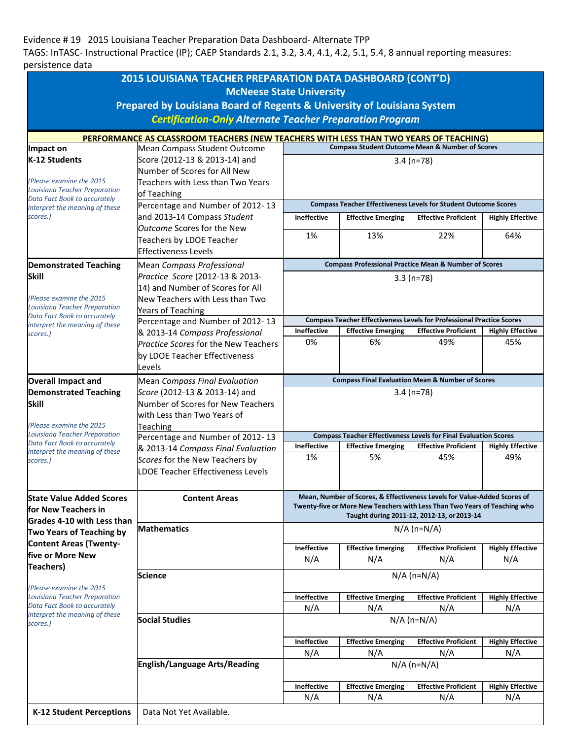Evidence # 19 2015 Louisiana Teacher Preparation Data Dashboard- Alternate TPP

TAGS: InTASC- Instructional Practice (IP); CAEP Standards 2.1, 3.2, 3.4, 4.1, 4.2, 5.1, 5.4, 8 annual reporting measures: persistence data

# 2015 LOUISIANA TEACHER PREPARATION DATA DASHBOARD (CONT'D)

## McNeese State University

### Prepared by Louisiana Board of Regents & University of Louisiana System

### *Certification-Only* Alternate Teacher Preparation Program

**PERFORMANCE AS CLASSROOM TEACHERS (NEW TEACHERS WITH LESS THAN TWO YEARS OF TEACHING)**

| | | | | | |
|---|---|---|---|---|---|
| **Impact on K-12 Students** *(Please examine the 2015 Louisiana Teacher Preparation Data Fact Book to accurately interpret the meaning of these scores.)* | Mean Compass Student Outcome Score (2012-13 & 2013-14) and Number of Scores for All New Teachers with Less than Two Years of Teaching | **Compass Student Outcome Mean & Number of Scores** | | | |
| | | 3.4 (n=78) | | | |
| | Percentage and Number of 2012- 13 and 2013-14 Compass *Student Outcome* Scores for the New Teachers by LDOE Teacher Effectiveness Levels | **Compass Teacher Effectiveness Levels for Student Outcome Scores** | | | |
| | | **Ineffective** | **Effective Emerging** | **Effective Proficient** | **Highly Effective** |
| | | 1% | 13% | 22% | 64% |
| **Demonstrated Teaching Skill** *(Please examine the 2015 Louisiana Teacher Preparation Data Fact Book to accurately interpret the meaning of these scores.)* | Mean *Compass Professional Practice Score* (2012-13 & 2013-14) and Number of Scores for All New Teachers with Less than Two Years of Teaching | **Compass Professional Practice Mean & Number of Scores** | | | |
| | | 3.3 (n=78) | | | |
| | Percentage and Number of 2012- 13 & 2013-14 *Compass Professional Practice Scores* for the New Teachers by LDOE Teacher Effectiveness Levels | **Compass Teacher Effectiveness Levels for Professional Practice Scores** | | | |
| | | **Ineffective** | **Effective Emerging** | **Effective Proficient** | **Highly Effective** |
| | | 0% | 6% | 49% | 45% |
| **Overall Impact and Demonstrated Teaching Skill** *(Please examine the 2015 Louisiana Teacher Preparation Data Fact Book to accurately interpret the meaning of these scores.)* | Mean *Compass Final Evaluation Score* (2012-13 & 2013-14) and Number of Scores for New Teachers with Less than Two Years of Teaching | **Compass Final Evaluation Mean & Number of Scores** | | | |
| | | 3.4 (n=78) | | | |
| | Percentage and Number of 2012- 13 & 2013-14 *Compass Final Evaluation Scores* for the New Teachers by LDOE Teacher Effectiveness Levels | **Compass Teacher Effectiveness Levels for Final Evaluation Scores** | | | |
| | | **Ineffective** | **Effective Emerging** | **Effective Proficient** | **Highly Effective** |
| | | 1% | 5% | 45% | 49% |
| **State Value Added Scores for New Teachers in Grades 4-10 with Less than Two Years of Teaching by Content Areas (Twenty-five or More New Teachers)** *(Please examine the 2015 Louisiana Teacher Preparation Data Fact Book to accurately interpret the meaning of these scores.)* | **Content Areas** | **Mean, Number of Scores, & Effectiveness Levels for Value-Added Scores of Twenty-five or More New Teachers with Less Than Two Years of Teaching who Taught during 2011-12, 2012-13, or 2013-14** | | | |
| | **Mathematics** | N/A (n=N/A) | | | |
| | | **Ineffective** | **Effective Emerging** | **Effective Proficient** | **Highly Effective** |
| | | N/A | N/A | N/A | N/A |
| | **Science** | N/A (n=N/A) | | | |
| | | **Ineffective** | **Effective Emerging** | **Effective Proficient** | **Highly Effective** |
| | | N/A | N/A | N/A | N/A |
| | **Social Studies** | N/A (n=N/A) | | | |
| | | **Ineffective** | **Effective Emerging** | **Effective Proficient** | **Highly Effective** |
| | | N/A | N/A | N/A | N/A |
| | **English/Language Arts/Reading** | N/A (n=N/A) | | | |
| | | **Ineffective** | **Effective Emerging** | **Effective Proficient** | **Highly Effective** |
| | | N/A | N/A | N/A | N/A |
| **K-12 Student Perceptions** | Data Not Yet Available. | | | | |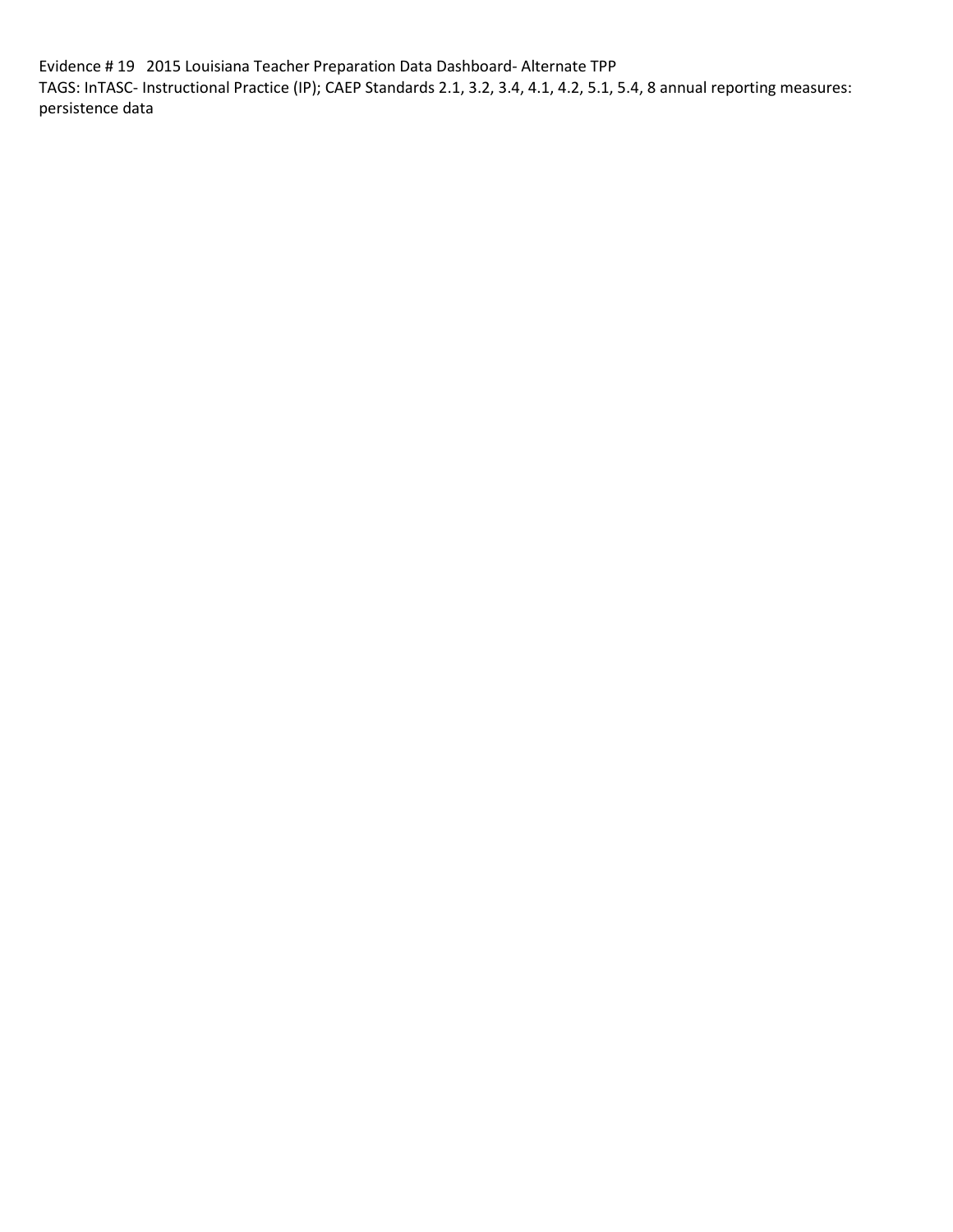Evidence # 19 2015 Louisiana Teacher Preparation Data Dashboard- Alternate TPP
TAGS: InTASC- Instructional Practice (IP); CAEP Standards 2.1, 3.2, 3.4, 4.1, 4.2, 5.1, 5.4, 8 annual reporting measures: persistence data